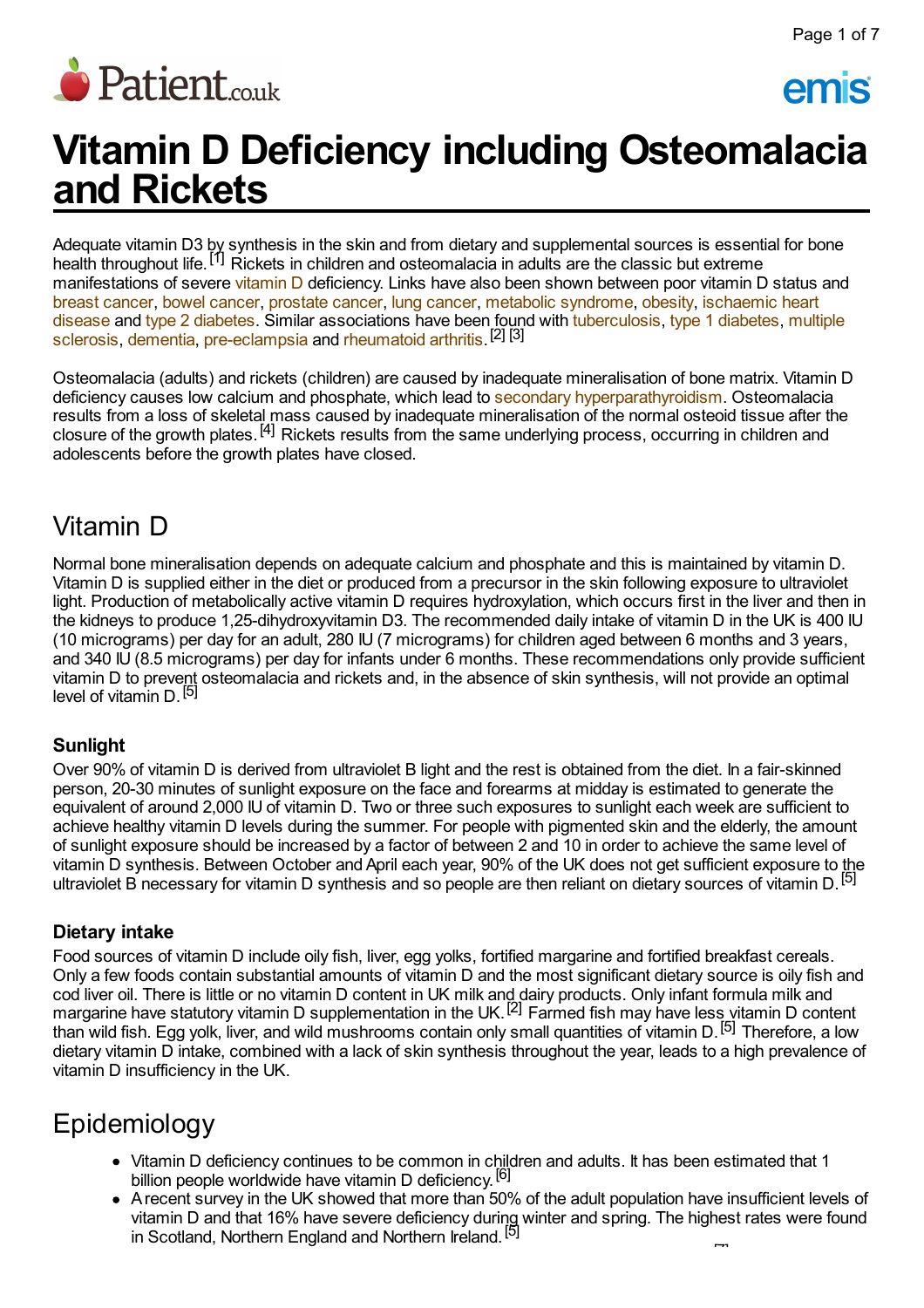# Vitamin D Deficiency including Osteomalacia and Rickets

Adequate vitamin D3 by synthesis in the skin and from dietary and supplemental sources is essential for bone health throughout life.[1] Rickets in children and osteomalacia in adults are the classic but extreme manifestations of severe vitamin D deficiency. Links have also been shown between poor vitamin D status and breast cancer, bowel cancer, prostate cancer, lung cancer, metabolic syndrome, obesity, ischaemic heart disease and type 2 diabetes. Similar associations have been found with tuberculosis, type 1 diabetes, multiple sclerosis, dementia, pre-eclampsia and rheumatoid arthritis.[2] [3]

Osteomalacia (adults) and rickets (children) are caused by inadequate mineralisation of bone matrix. Vitamin D deficiency causes low calcium and phosphate, which lead to secondary hyperparathyroidism. Osteomalacia results from a loss of skeletal mass caused by inadequate mineralisation of the normal osteoid tissue after the closure of the growth plates.[4] Rickets results from the same underlying process, occurring in children and adolescents before the growth plates have closed.

## Vitamin D

Normal bone mineralisation depends on adequate calcium and phosphate and this is maintained by vitamin D. Vitamin D is supplied either in the diet or produced from a precursor in the skin following exposure to ultraviolet light. Production of metabolically active vitamin D requires hydroxylation, which occurs first in the liver and then in the kidneys to produce 1,25-dihydroxyvitamin D3. The recommended daily intake of vitamin D in the UK is 400 IU (10 micrograms) per day for an adult, 280 IU (7 micrograms) for children aged between 6 months and 3 years, and 340 IU (8.5 micrograms) per day for infants under 6 months. These recommendations only provide sufficient vitamin D to prevent osteomalacia and rickets and, in the absence of skin synthesis, will not provide an optimal level of vitamin D.[5]

### Sunlight

Over 90% of vitamin D is derived from ultraviolet B light and the rest is obtained from the diet. In a fair-skinned person, 20-30 minutes of sunlight exposure on the face and forearms at midday is estimated to generate the equivalent of around 2,000 IU of vitamin D. Two or three such exposures to sunlight each week are sufficient to achieve healthy vitamin D levels during the summer. For people with pigmented skin and the elderly, the amount of sunlight exposure should be increased by a factor of between 2 and 10 in order to achieve the same level of vitamin D synthesis. Between October and April each year, 90% of the UK does not get sufficient exposure to the ultraviolet B necessary for vitamin D synthesis and so people are then reliant on dietary sources of vitamin D.[5]

### Dietary intake

Food sources of vitamin D include oily fish, liver, egg yolks, fortified margarine and fortified breakfast cereals. Only a few foods contain substantial amounts of vitamin D and the most significant dietary source is oily fish and cod liver oil. There is little or no vitamin D content in UK milk and dairy products. Only infant formula milk and margarine have statutory vitamin D supplementation in the UK.[2] Farmed fish may have less vitamin D content than wild fish. Egg yolk, liver, and wild mushrooms contain only small quantities of vitamin D.[5] Therefore, a low dietary vitamin D intake, combined with a lack of skin synthesis throughout the year, leads to a high prevalence of vitamin D insufficiency in the UK.

## Epidemiology

- Vitamin D deficiency continues to be common in children and adults. It has been estimated that 1 billion people worldwide have vitamin D deficiency.[6]
- A recent survey in the UK showed that more than 50% of the adult population have insufficient levels of vitamin D and that 16% have severe deficiency during winter and spring. The highest rates were found in Scotland, Northern England and Northern Ireland.[5]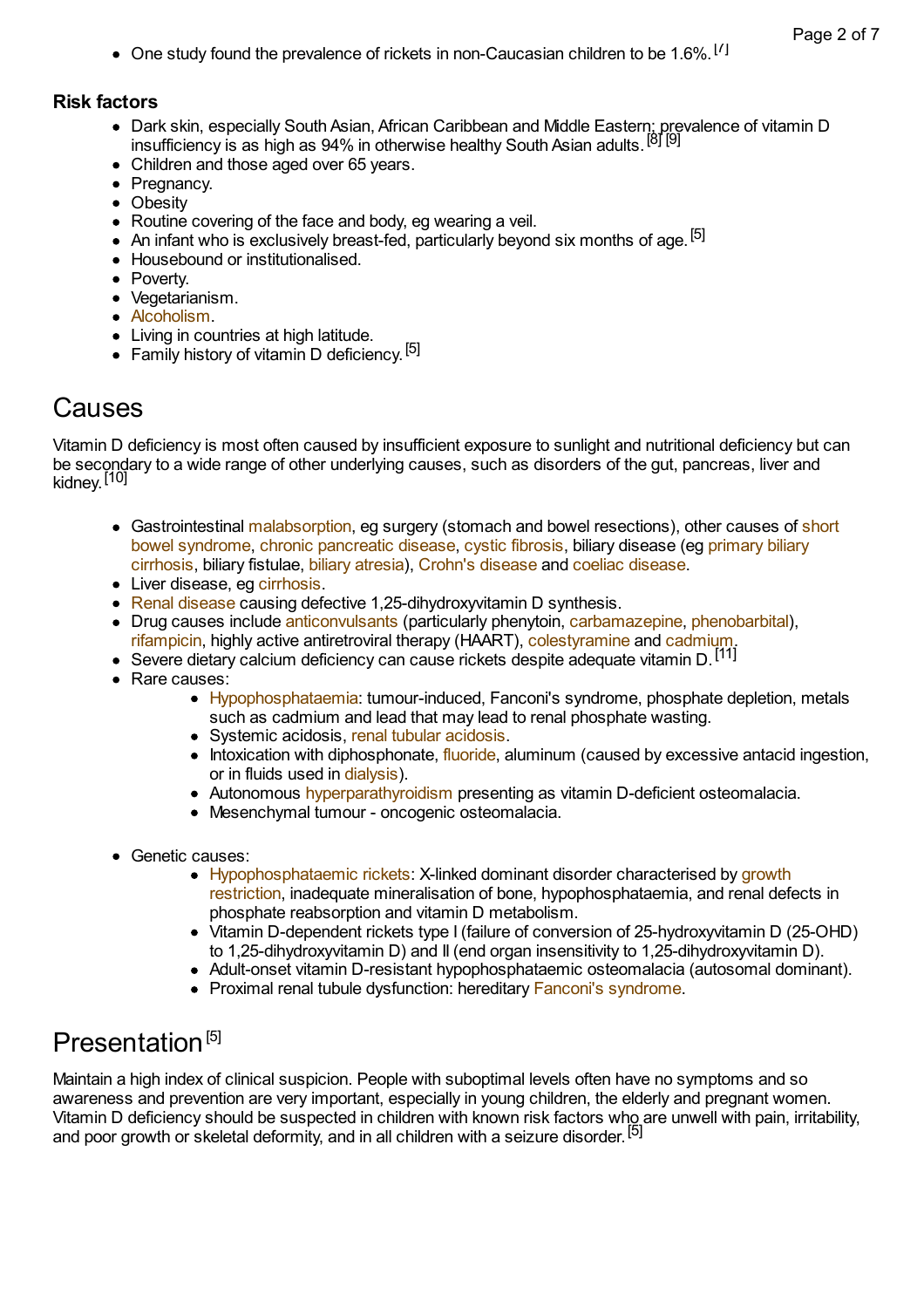- One study found the prevalence of rickets in non-Caucasian children to be 1.6%.[7]

**Risk factors**

- Dark skin, especially South Asian, African Caribbean and Middle Eastern; prevalence of vitamin D insufficiency is as high as 94% in otherwise healthy South Asian adults.[8] [9]
- Children and those aged over 65 years.
- Pregnancy.
- Obesity
- Routine covering of the face and body, eg wearing a veil.
- An infant who is exclusively breast-fed, particularly beyond six months of age.[5]
- Housebound or institutionalised.
- Poverty.
- Vegetarianism.
- Alcoholism.
- Living in countries at high latitude.
- Family history of vitamin D deficiency.[5]

# Causes

Vitamin D deficiency is most often caused by insufficient exposure to sunlight and nutritional deficiency but can be secondary to a wide range of other underlying causes, such as disorders of the gut, pancreas, liver and kidney.[10]

- Gastrointestinal malabsorption, eg surgery (stomach and bowel resections), other causes of short bowel syndrome, chronic pancreatic disease, cystic fibrosis, biliary disease (eg primary biliary cirrhosis, biliary fistulae, biliary atresia), Crohn's disease and coeliac disease.
- Liver disease, eg cirrhosis.
- Renal disease causing defective 1,25-dihydroxyvitamin D synthesis.
- Drug causes include anticonvulsants (particularly phenytoin, carbamazepine, phenobarbital), rifampicin, highly active antiretroviral therapy (HAART), colestyramine and cadmium.
- Severe dietary calcium deficiency can cause rickets despite adequate vitamin D.[11]
- Rare causes:
  - Hypophosphataemia: tumour-induced, Fanconi's syndrome, phosphate depletion, metals such as cadmium and lead that may lead to renal phosphate wasting.
  - Systemic acidosis, renal tubular acidosis.
  - Intoxication with diphosphonate, fluoride, aluminum (caused by excessive antacid ingestion, or in fluids used in dialysis).
  - Autonomous hyperparathyroidism presenting as vitamin D-deficient osteomalacia.
  - Mesenchymal tumour - oncogenic osteomalacia.
- Genetic causes:
  - Hypophosphataemic rickets: X-linked dominant disorder characterised by growth restriction, inadequate mineralisation of bone, hypophosphataemia, and renal defects in phosphate reabsorption and vitamin D metabolism.
  - Vitamin D-dependent rickets type I (failure of conversion of 25-hydroxyvitamin D (25-OHD) to 1,25-dihydroxyvitamin D) and II (end organ insensitivity to 1,25-dihydroxyvitamin D).
  - Adult-onset vitamin D-resistant hypophosphataemic osteomalacia (autosomal dominant).
  - Proximal renal tubule dysfunction: hereditary Fanconi's syndrome.

# Presentation[5]

Maintain a high index of clinical suspicion. People with suboptimal levels often have no symptoms and so awareness and prevention are very important, especially in young children, the elderly and pregnant women. Vitamin D deficiency should be suspected in children with known risk factors who are unwell with pain, irritability, and poor growth or skeletal deformity, and in all children with a seizure disorder.[5]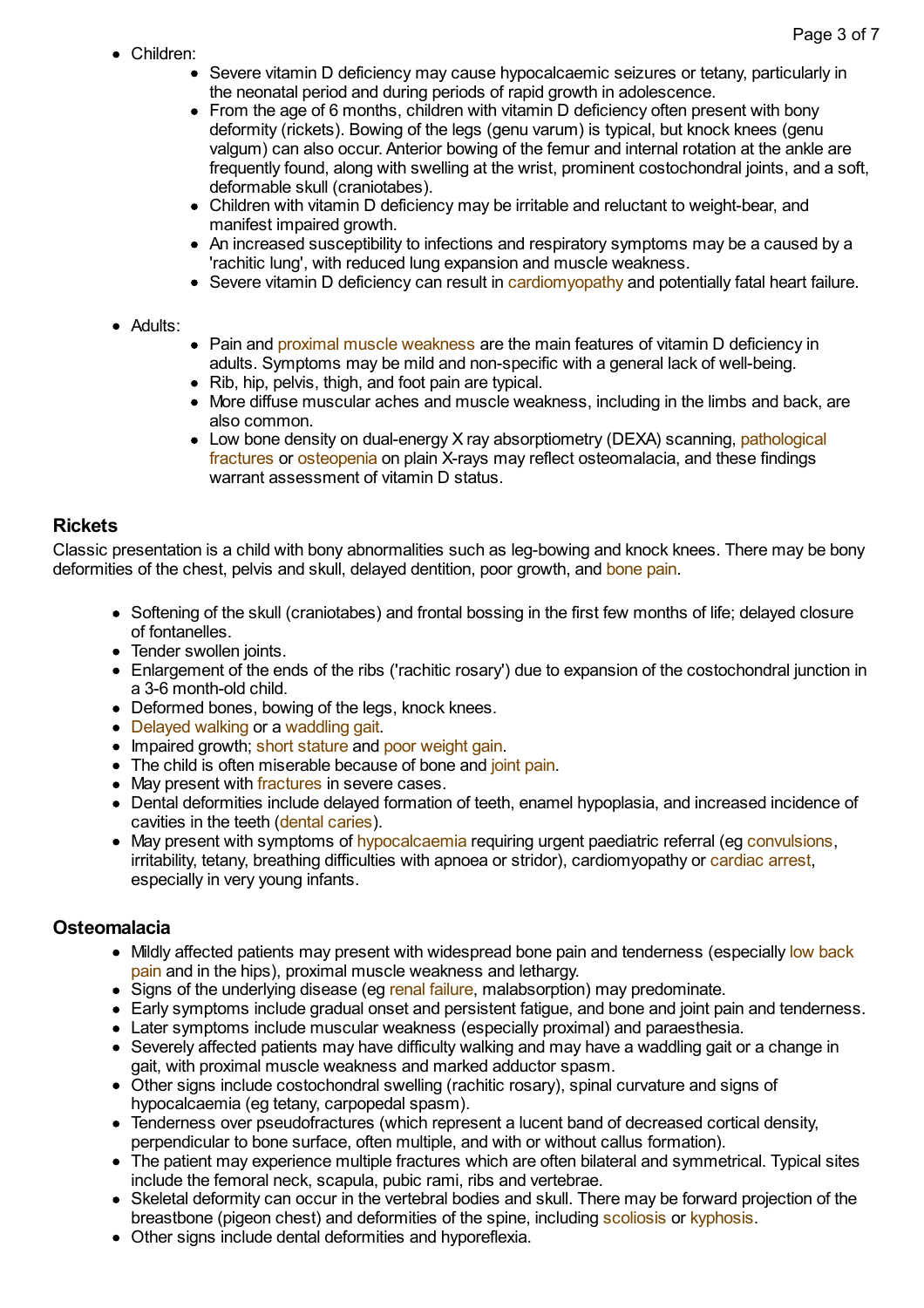- Children:
  - Severe vitamin D deficiency may cause hypocalcaemic seizures or tetany, particularly in the neonatal period and during periods of rapid growth in adolescence.
  - From the age of 6 months, children with vitamin D deficiency often present with bony deformity (rickets). Bowing of the legs (genu varum) is typical, but knock knees (genu valgum) can also occur. Anterior bowing of the femur and internal rotation at the ankle are frequently found, along with swelling at the wrist, prominent costochondral joints, and a soft, deformable skull (craniotabes).
  - Children with vitamin D deficiency may be irritable and reluctant to weight-bear, and manifest impaired growth.
  - An increased susceptibility to infections and respiratory symptoms may be a caused by a 'rachitic lung', with reduced lung expansion and muscle weakness.
  - Severe vitamin D deficiency can result in cardiomyopathy and potentially fatal heart failure.

- Adults:
  - Pain and proximal muscle weakness are the main features of vitamin D deficiency in adults. Symptoms may be mild and non-specific with a general lack of well-being.
  - Rib, hip, pelvis, thigh, and foot pain are typical.
  - More diffuse muscular aches and muscle weakness, including in the limbs and back, are also common.
  - Low bone density on dual-energy X ray absorptiometry (DEXA) scanning, pathological fractures or osteopenia on plain X-rays may reflect osteomalacia, and these findings warrant assessment of vitamin D status.

### Rickets

Classic presentation is a child with bony abnormalities such as leg-bowing and knock knees. There may be bony deformities of the chest, pelvis and skull, delayed dentition, poor growth, and bone pain.

- Softening of the skull (craniotabes) and frontal bossing in the first few months of life; delayed closure of fontanelles.
- Tender swollen joints.
- Enlargement of the ends of the ribs ('rachitic rosary') due to expansion of the costochondral junction in a 3-6 month-old child.
- Deformed bones, bowing of the legs, knock knees.
- Delayed walking or a waddling gait.
- Impaired growth; short stature and poor weight gain.
- The child is often miserable because of bone and joint pain.
- May present with fractures in severe cases.
- Dental deformities include delayed formation of teeth, enamel hypoplasia, and increased incidence of cavities in the teeth (dental caries).
- May present with symptoms of hypocalcaemia requiring urgent paediatric referral (eg convulsions, irritability, tetany, breathing difficulties with apnoea or stridor), cardiomyopathy or cardiac arrest, especially in very young infants.

### Osteomalacia

- Mildly affected patients may present with widespread bone pain and tenderness (especially low back pain and in the hips), proximal muscle weakness and lethargy.
- Signs of the underlying disease (eg renal failure, malabsorption) may predominate.
- Early symptoms include gradual onset and persistent fatigue, and bone and joint pain and tenderness.
- Later symptoms include muscular weakness (especially proximal) and paraesthesia.
- Severely affected patients may have difficulty walking and may have a waddling gait or a change in gait, with proximal muscle weakness and marked adductor spasm.
- Other signs include costochondral swelling (rachitic rosary), spinal curvature and signs of hypocalcaemia (eg tetany, carpopedal spasm).
- Tenderness over pseudofractures (which represent a lucent band of decreased cortical density, perpendicular to bone surface, often multiple, and with or without callus formation).
- The patient may experience multiple fractures which are often bilateral and symmetrical. Typical sites include the femoral neck, scapula, pubic rami, ribs and vertebrae.
- Skeletal deformity can occur in the vertebral bodies and skull. There may be forward projection of the breastbone (pigeon chest) and deformities of the spine, including scoliosis or kyphosis.
- Other signs include dental deformities and hyporeflexia.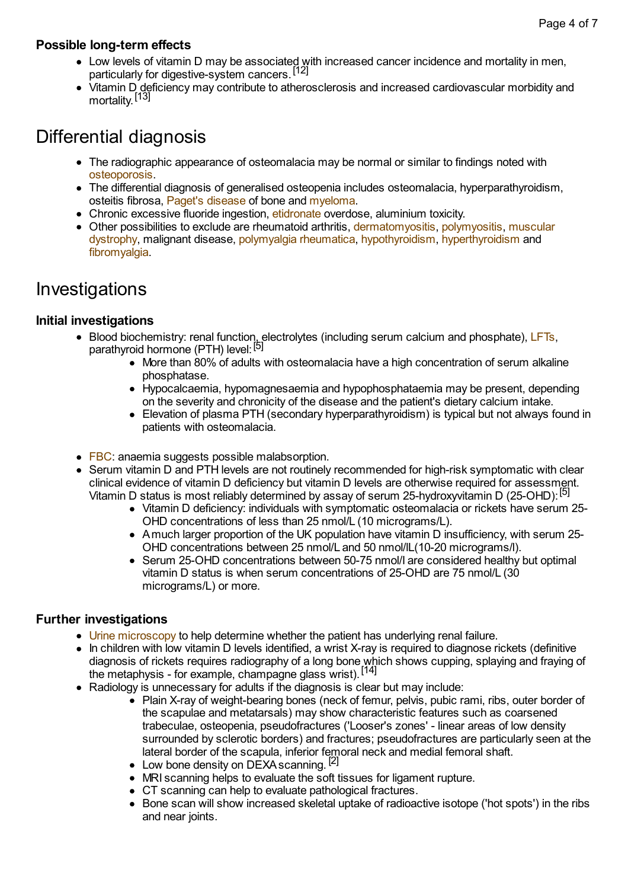### Possible long-term effects

- Low levels of vitamin D may be associated with increased cancer incidence and mortality in men, particularly for digestive-system cancers.[12]
- Vitamin D deficiency may contribute to atherosclerosis and increased cardiovascular morbidity and mortality.[13]

## Differential diagnosis

- The radiographic appearance of osteomalacia may be normal or similar to findings noted with osteoporosis.
- The differential diagnosis of generalised osteopenia includes osteomalacia, hyperparathyroidism, osteitis fibrosa, Paget's disease of bone and myeloma.
- Chronic excessive fluoride ingestion, etidronate overdose, aluminium toxicity.
- Other possibilities to exclude are rheumatoid arthritis, dermatomyositis, polymyositis, muscular dystrophy, malignant disease, polymyalgia rheumatica, hypothyroidism, hyperthyroidism and fibromyalgia.

## Investigations

### Initial investigations

- Blood biochemistry: renal function, electrolytes (including serum calcium and phosphate), LFTs, parathyroid hormone (PTH) level:[5]
  - More than 80% of adults with osteomalacia have a high concentration of serum alkaline phosphatase.
  - Hypocalcaemia, hypomagnesaemia and hypophosphataemia may be present, depending on the severity and chronicity of the disease and the patient's dietary calcium intake.
  - Elevation of plasma PTH (secondary hyperparathyroidism) is typical but not always found in patients with osteomalacia.
- FBC: anaemia suggests possible malabsorption.
- Serum vitamin D and PTH levels are not routinely recommended for high-risk symptomatic with clear clinical evidence of vitamin D deficiency but vitamin D levels are otherwise required for assessment. Vitamin D status is most reliably determined by assay of serum 25-hydroxyvitamin D (25-OHD):[5]
  - Vitamin D deficiency: individuals with symptomatic osteomalacia or rickets have serum 25-OHD concentrations of less than 25 nmol/L (10 micrograms/L).
  - A much larger proportion of the UK population have vitamin D insufficiency, with serum 25-OHD concentrations between 25 nmol/L and 50 nmol/lL(10-20 micrograms/l).
  - Serum 25-OHD concentrations between 50-75 nmol/l are considered healthy but optimal vitamin D status is when serum concentrations of 25-OHD are 75 nmol/L (30 micrograms/L) or more.

### Further investigations

- Urine microscopy to help determine whether the patient has underlying renal failure.
- In children with low vitamin D levels identified, a wrist X-ray is required to diagnose rickets (definitive diagnosis of rickets requires radiography of a long bone which shows cupping, splaying and fraying of the metaphysis - for example, champagne glass wrist).[14]
- Radiology is unnecessary for adults if the diagnosis is clear but may include:
  - Plain X-ray of weight-bearing bones (neck of femur, pelvis, pubic rami, ribs, outer border of the scapulae and metatarsals) may show characteristic features such as coarsened trabeculae, osteopenia, pseudofractures ('Looser's zones' - linear areas of low density surrounded by sclerotic borders) and fractures; pseudofractures are particularly seen at the lateral border of the scapula, inferior femoral neck and medial femoral shaft.
  - Low bone density on DEXA scanning.[2]
  - MRI scanning helps to evaluate the soft tissues for ligament rupture.
  - CT scanning can help to evaluate pathological fractures.
  - Bone scan will show increased skeletal uptake of radioactive isotope ('hot spots') in the ribs and near joints.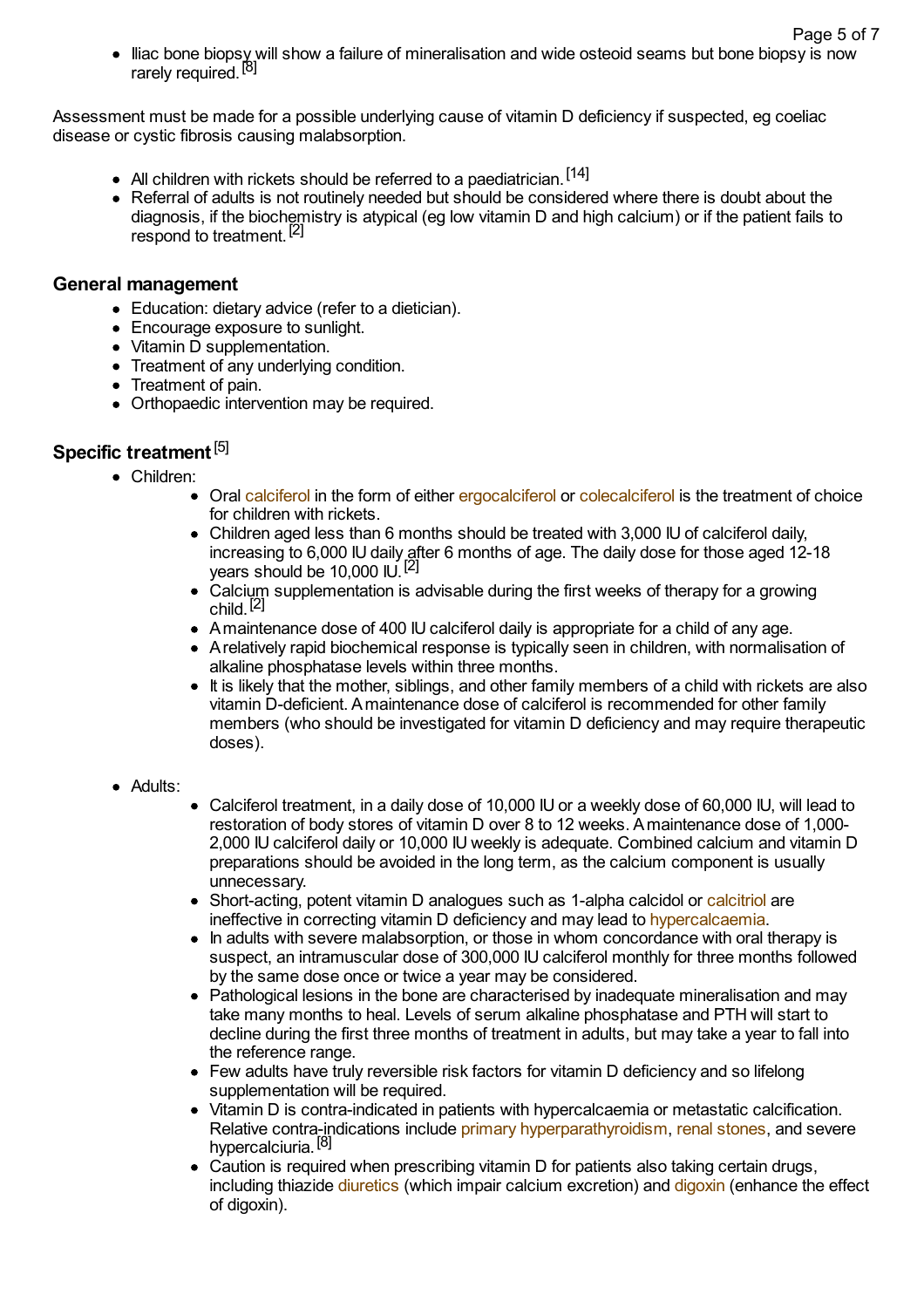- Iliac bone biopsy will show a failure of mineralisation and wide osteoid seams but bone biopsy is now rarely required.[8]

Assessment must be made for a possible underlying cause of vitamin D deficiency if suspected, eg coeliac disease or cystic fibrosis causing malabsorption.

- All children with rickets should be referred to a paediatrician.[14]
- Referral of adults is not routinely needed but should be considered where there is doubt about the diagnosis, if the biochemistry is atypical (eg low vitamin D and high calcium) or if the patient fails to respond to treatment.[2]

## General management

- Education: dietary advice (refer to a dietician).
- Encourage exposure to sunlight.
- Vitamin D supplementation.
- Treatment of any underlying condition.
- Treatment of pain.
- Orthopaedic intervention may be required.

## Specific treatment[5]

- Children:
  - Oral calciferol in the form of either ergocalciferol or colecalciferol is the treatment of choice for children with rickets.
  - Children aged less than 6 months should be treated with 3,000 IU of calciferol daily, increasing to 6,000 IU daily after 6 months of age. The daily dose for those aged 12-18 years should be 10,000 IU.[2]
  - Calcium supplementation is advisable during the first weeks of therapy for a growing child.[2]
  - A maintenance dose of 400 IU calciferol daily is appropriate for a child of any age.
  - A relatively rapid biochemical response is typically seen in children, with normalisation of alkaline phosphatase levels within three months.
  - It is likely that the mother, siblings, and other family members of a child with rickets are also vitamin D-deficient. A maintenance dose of calciferol is recommended for other family members (who should be investigated for vitamin D deficiency and may require therapeutic doses).

- Adults:
  - Calciferol treatment, in a daily dose of 10,000 IU or a weekly dose of 60,000 IU, will lead to restoration of body stores of vitamin D over 8 to 12 weeks. A maintenance dose of 1,000-2,000 IU calciferol daily or 10,000 IU weekly is adequate. Combined calcium and vitamin D preparations should be avoided in the long term, as the calcium component is usually unnecessary.
  - Short-acting, potent vitamin D analogues such as 1-alpha calcidol or calcitriol are ineffective in correcting vitamin D deficiency and may lead to hypercalcaemia.
  - In adults with severe malabsorption, or those in whom concordance with oral therapy is suspect, an intramuscular dose of 300,000 IU calciferol monthly for three months followed by the same dose once or twice a year may be considered.
  - Pathological lesions in the bone are characterised by inadequate mineralisation and may take many months to heal. Levels of serum alkaline phosphatase and PTH will start to decline during the first three months of treatment in adults, but may take a year to fall into the reference range.
  - Few adults have truly reversible risk factors for vitamin D deficiency and so lifelong supplementation will be required.
  - Vitamin D is contra-indicated in patients with hypercalcaemia or metastatic calcification. Relative contra-indications include primary hyperparathyroidism, renal stones, and severe hypercalciuria.[8]
  - Caution is required when prescribing vitamin D for patients also taking certain drugs, including thiazide diuretics (which impair calcium excretion) and digoxin (enhance the effect of digoxin).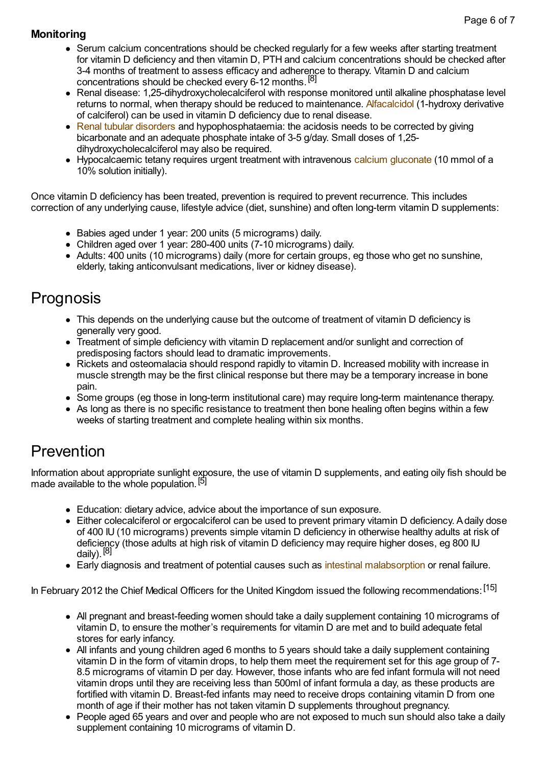**Monitoring**

- Serum calcium concentrations should be checked regularly for a few weeks after starting treatment for vitamin D deficiency and then vitamin D, PTH and calcium concentrations should be checked after 3-4 months of treatment to assess efficacy and adherence to therapy. Vitamin D and calcium concentrations should be checked every 6-12 months.[8]
- Renal disease: 1,25-dihydroxycholecalciferol with response monitored until alkaline phosphatase level returns to normal, when therapy should be reduced to maintenance. Alfacalcidol (1-hydroxy derivative of calciferol) can be used in vitamin D deficiency due to renal disease.
- Renal tubular disorders and hypophosphataemia: the acidosis needs to be corrected by giving bicarbonate and an adequate phosphate intake of 3-5 g/day. Small doses of 1,25-dihydroxycholecalciferol may also be required.
- Hypocalcaemic tetany requires urgent treatment with intravenous calcium gluconate (10 mmol of a 10% solution initially).

Once vitamin D deficiency has been treated, prevention is required to prevent recurrence. This includes correction of any underlying cause, lifestyle advice (diet, sunshine) and often long-term vitamin D supplements:

- Babies aged under 1 year: 200 units (5 micrograms) daily.
- Children aged over 1 year: 280-400 units (7-10 micrograms) daily.
- Adults: 400 units (10 micrograms) daily (more for certain groups, eg those who get no sunshine, elderly, taking anticonvulsant medications, liver or kidney disease).

# Prognosis

- This depends on the underlying cause but the outcome of treatment of vitamin D deficiency is generally very good.
- Treatment of simple deficiency with vitamin D replacement and/or sunlight and correction of predisposing factors should lead to dramatic improvements.
- Rickets and osteomalacia should respond rapidly to vitamin D. Increased mobility with increase in muscle strength may be the first clinical response but there may be a temporary increase in bone pain.
- Some groups (eg those in long-term institutional care) may require long-term maintenance therapy.
- As long as there is no specific resistance to treatment then bone healing often begins within a few weeks of starting treatment and complete healing within six months.

# Prevention

Information about appropriate sunlight exposure, the use of vitamin D supplements, and eating oily fish should be made available to the whole population.[5]

- Education: dietary advice, advice about the importance of sun exposure.
- Either colecalciferol or ergocalciferol can be used to prevent primary vitamin D deficiency. A daily dose of 400 IU (10 micrograms) prevents simple vitamin D deficiency in otherwise healthy adults at risk of deficiency (those adults at high risk of vitamin D deficiency may require higher doses, eg 800 IU daily).[8]
- Early diagnosis and treatment of potential causes such as intestinal malabsorption or renal failure.

In February 2012 the Chief Medical Officers for the United Kingdom issued the following recommendations:[15]

- All pregnant and breast-feeding women should take a daily supplement containing 10 micrograms of vitamin D, to ensure the mother's requirements for vitamin D are met and to build adequate fetal stores for early infancy.
- All infants and young children aged 6 months to 5 years should take a daily supplement containing vitamin D in the form of vitamin drops, to help them meet the requirement set for this age group of 7-8.5 micrograms of vitamin D per day. However, those infants who are fed infant formula will not need vitamin drops until they are receiving less than 500ml of infant formula a day, as these products are fortified with vitamin D. Breast-fed infants may need to receive drops containing vitamin D from one month of age if their mother has not taken vitamin D supplements throughout pregnancy.
- People aged 65 years and over and people who are not exposed to much sun should also take a daily supplement containing 10 micrograms of vitamin D.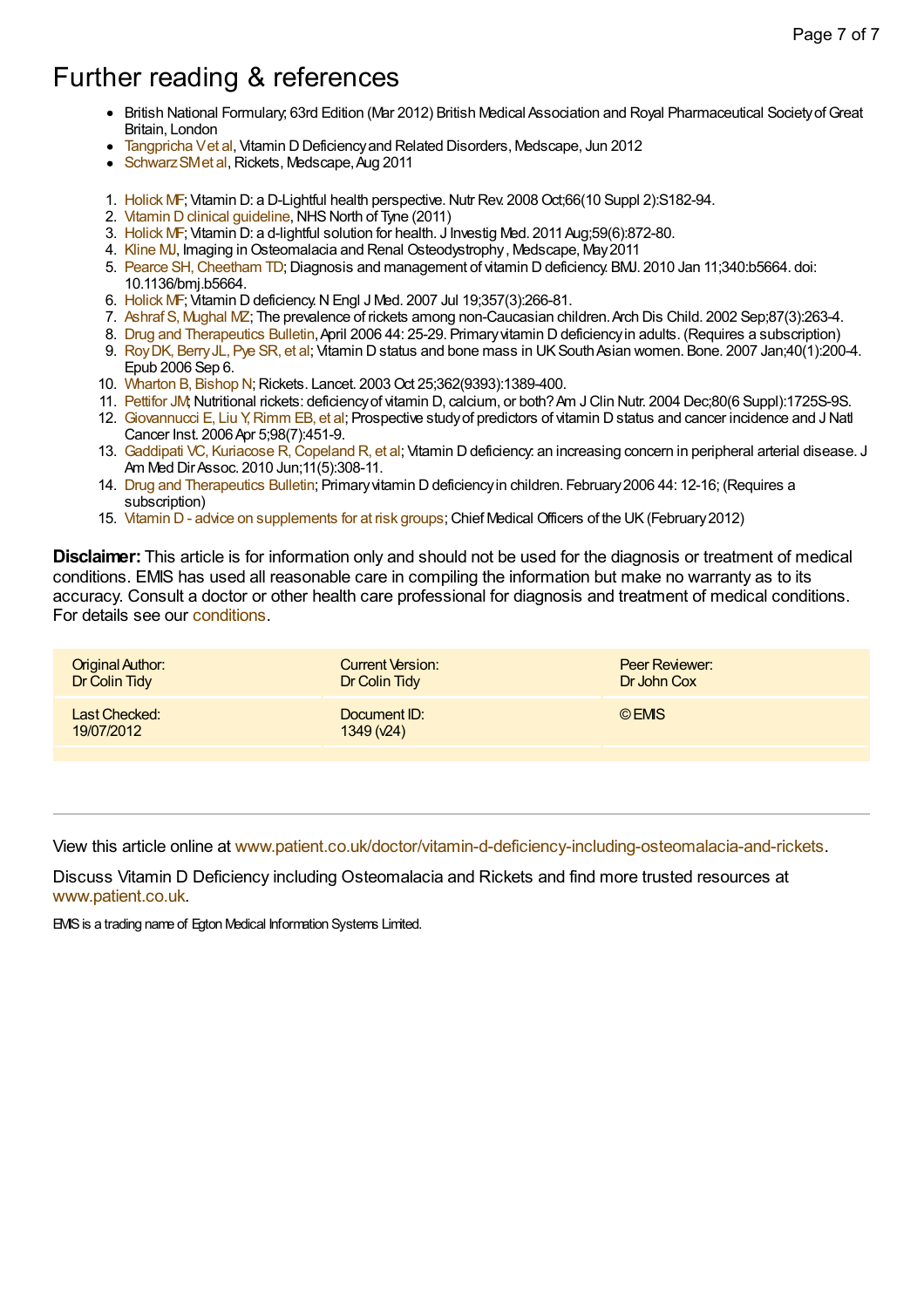# Further reading & references

- British National Formulary; 63rd Edition (Mar 2012) British Medical Association and Royal Pharmaceutical Society of Great Britain, London
- Tangpricha V et al, Vitamin D Deficiency and Related Disorders, Medscape, Jun 2012
- Schwarz SM et al, Rickets, Medscape, Aug 2011

1. Holick MF; Vitamin D: a D-Lightful health perspective. Nutr Rev. 2008 Oct;66(10 Suppl 2):S182-94.
2. Vitamin D clinical guideline, NHS North of Tyne (2011)
3. Holick MF; Vitamin D: a d-lightful solution for health. J Investig Med. 2011 Aug;59(6):872-80.
4. Kline MJ, Imaging in Osteomalacia and Renal Osteodystrophy, Medscape, May 2011
5. Pearce SH, Cheetham TD; Diagnosis and management of vitamin D deficiency. BMJ. 2010 Jan 11;340:b5664. doi: 10.1136/bmj.b5664.
6. Holick MF; Vitamin D deficiency. N Engl J Med. 2007 Jul 19;357(3):266-81.
7. Ashraf S, Mughal MZ; The prevalence of rickets among non-Caucasian children. Arch Dis Child. 2002 Sep;87(3):263-4.
8. Drug and Therapeutics Bulletin, April 2006 44: 25-29. Primary vitamin D deficiency in adults. (Requires a subscription)
9. Roy DK, Berry JL, Pye SR, et al; Vitamin D status and bone mass in UK South Asian women. Bone. 2007 Jan;40(1):200-4. Epub 2006 Sep 6.
10. Wharton B, Bishop N; Rickets. Lancet. 2003 Oct 25;362(9393):1389-400.
11. Pettifor JM; Nutritional rickets: deficiency of vitamin D, calcium, or both? Am J Clin Nutr. 2004 Dec;80(6 Suppl):1725S-9S.
12. Giovannucci E, Liu Y, Rimm EB, et al; Prospective study of predictors of vitamin D status and cancer incidence and J Natl Cancer Inst. 2006 Apr 5;98(7):451-9.
13. Gaddipati VC, Kuriacose R, Copeland R, et al; Vitamin D deficiency: an increasing concern in peripheral arterial disease. J Am Med Dir Assoc. 2010 Jun;11(5):308-11.
14. Drug and Therapeutics Bulletin; Primary vitamin D deficiency in children. February 2006 44: 12-16; (Requires a subscription)
15. Vitamin D - advice on supplements for at risk groups; Chief Medical Officers of the UK (February 2012)

**Disclaimer:** This article is for information only and should not be used for the diagnosis or treatment of medical conditions. EMIS has used all reasonable care in compiling the information but make no warranty as to its accuracy. Consult a doctor or other health care professional for diagnosis and treatment of medical conditions. For details see our conditions.

| | | |
|---|---|---|
| Original Author: Dr Colin Tidy | Current Version: Dr Colin Tidy | Peer Reviewer: Dr John Cox |
| Last Checked: 19/07/2012 | Document ID: 1349 (v24) | © EMIS |

View this article online at www.patient.co.uk/doctor/vitamin-d-deficiency-including-osteomalacia-and-rickets.

Discuss Vitamin D Deficiency including Osteomalacia and Rickets and find more trusted resources at www.patient.co.uk.

EMIS is a trading name of Egton Medical Information Systems Limited.